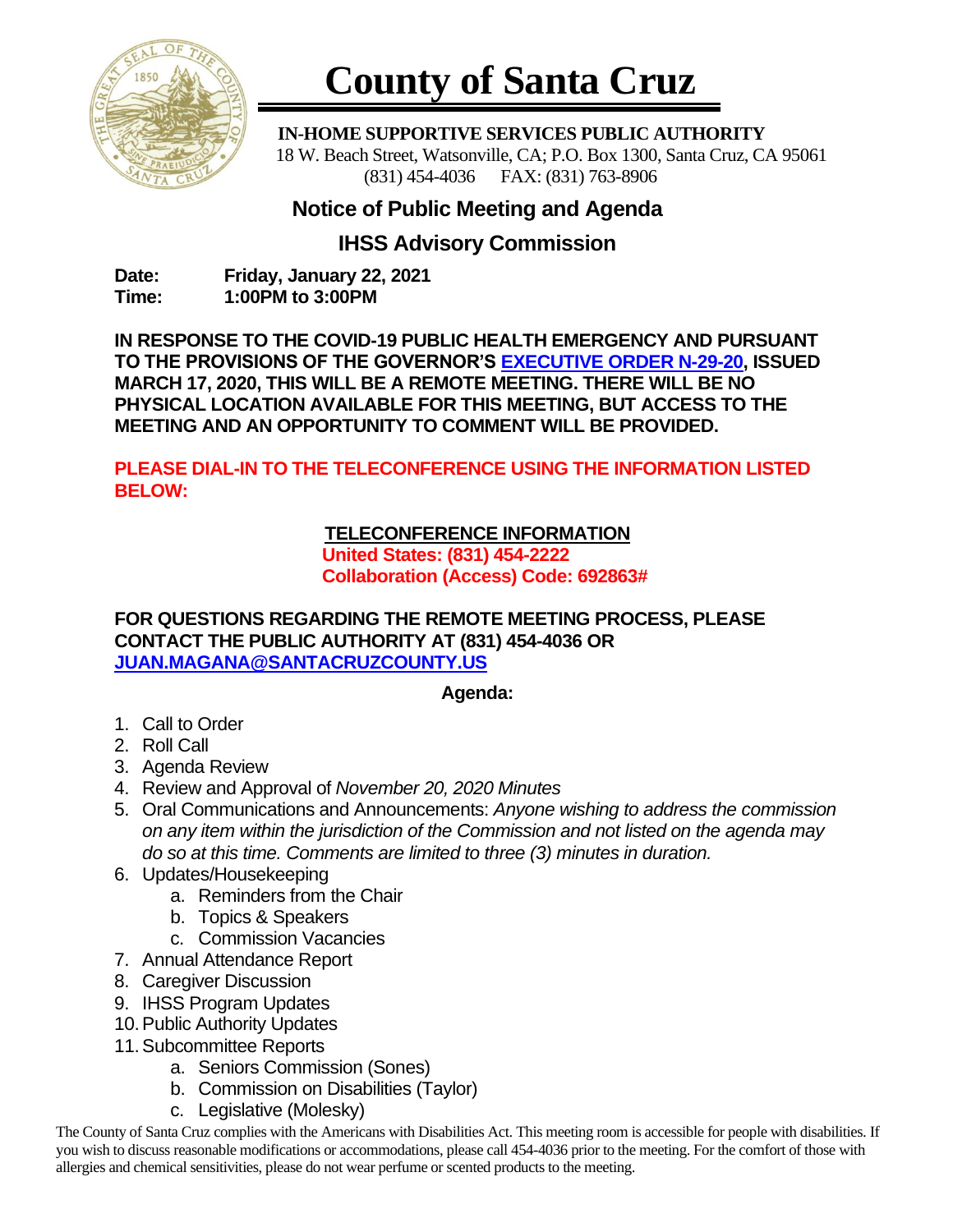# County of Santa Cruz

**IN-HOME SUPPORTIVE SERVICES PUBLIC AUTHORITY**
18 W. Beach Street, Watsonville, CA; P.O. Box 1300, Santa Cruz, CA 95061
(831) 454-4036 FAX: (831) 763-8906

## Notice of Public Meeting and Agenda

## IHSS Advisory Commission

**Date:** **Friday, January 22, 2021**
**Time:** **1:00PM to 3:00PM**

**IN RESPONSE TO THE COVID-19 PUBLIC HEALTH EMERGENCY AND PURSUANT TO THE PROVISIONS OF THE GOVERNOR'S EXECUTIVE ORDER N-29-20, ISSUED MARCH 17, 2020, THIS WILL BE A REMOTE MEETING. THERE WILL BE NO PHYSICAL LOCATION AVAILABLE FOR THIS MEETING, BUT ACCESS TO THE MEETING AND AN OPPORTUNITY TO COMMENT WILL BE PROVIDED.**

**PLEASE DIAL-IN TO THE TELECONFERENCE USING THE INFORMATION LISTED BELOW:**

**TELECONFERENCE INFORMATION**
**United States: (831) 454-2222**
**Collaboration (Access) Code: 692863#**

**FOR QUESTIONS REGARDING THE REMOTE MEETING PROCESS, PLEASE CONTACT THE PUBLIC AUTHORITY AT (831) 454-4036 OR JUAN.MAGANA@SANTACRUZCOUNTY.US**

**Agenda:**

1. Call to Order
2. Roll Call
3. Agenda Review
4. Review and Approval of *November 20, 2020 Minutes*
5. Oral Communications and Announcements: *Anyone wishing to address the commission on any item within the jurisdiction of the Commission and not listed on the agenda may do so at this time. Comments are limited to three (3) minutes in duration.*
6. Updates/Housekeeping
   a. Reminders from the Chair
   b. Topics & Speakers
   c. Commission Vacancies
7. Annual Attendance Report
8. Caregiver Discussion
9. IHSS Program Updates
10. Public Authority Updates
11. Subcommittee Reports
    a. Seniors Commission (Sones)
    b. Commission on Disabilities (Taylor)
    c. Legislative (Molesky)

The County of Santa Cruz complies with the Americans with Disabilities Act. This meeting room is accessible for people with disabilities. If you wish to discuss reasonable modifications or accommodations, please call 454-4036 prior to the meeting. For the comfort of those with allergies and chemical sensitivities, please do not wear perfume or scented products to the meeting.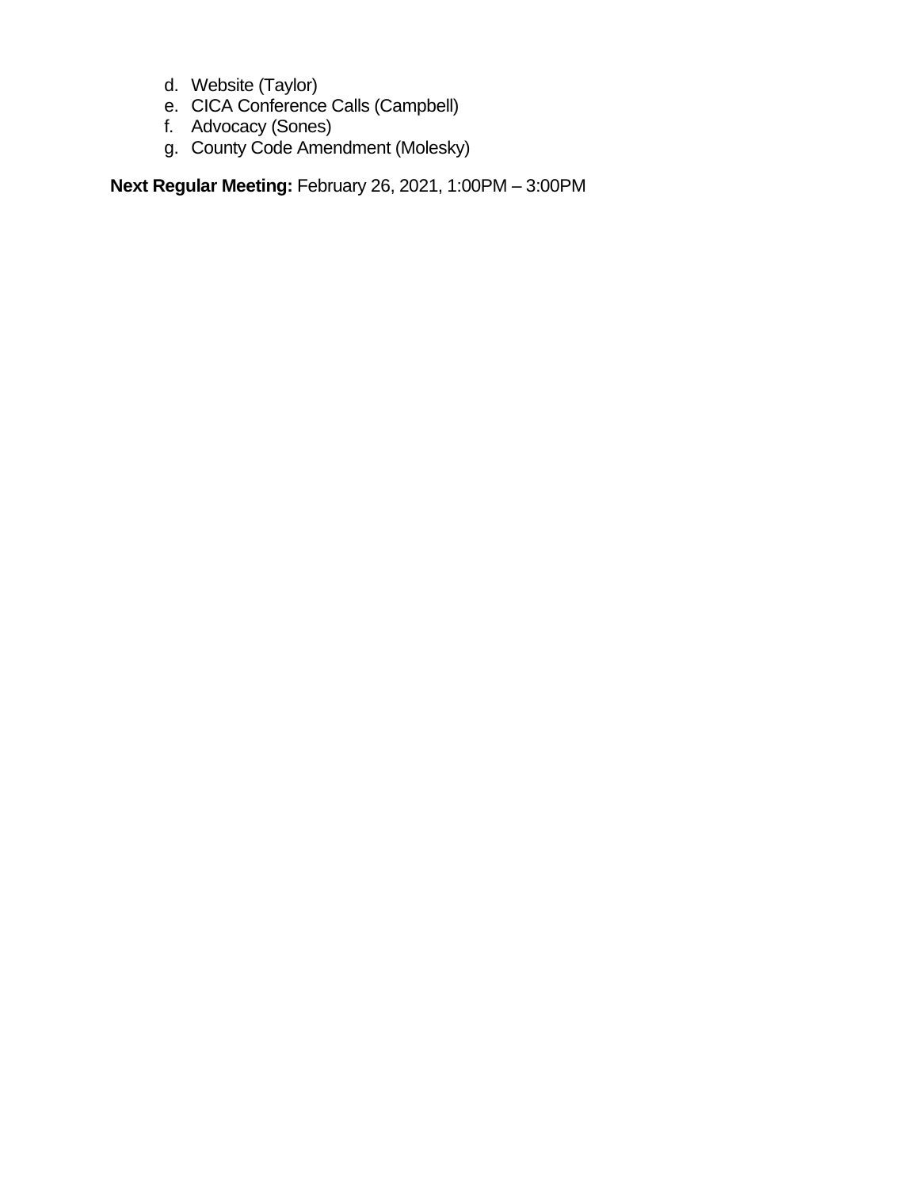d. Website (Taylor)
e. CICA Conference Calls (Campbell)
f. Advocacy (Sones)
g. County Code Amendment (Molesky)

**Next Regular Meeting:** February 26, 2021, 1:00PM – 3:00PM